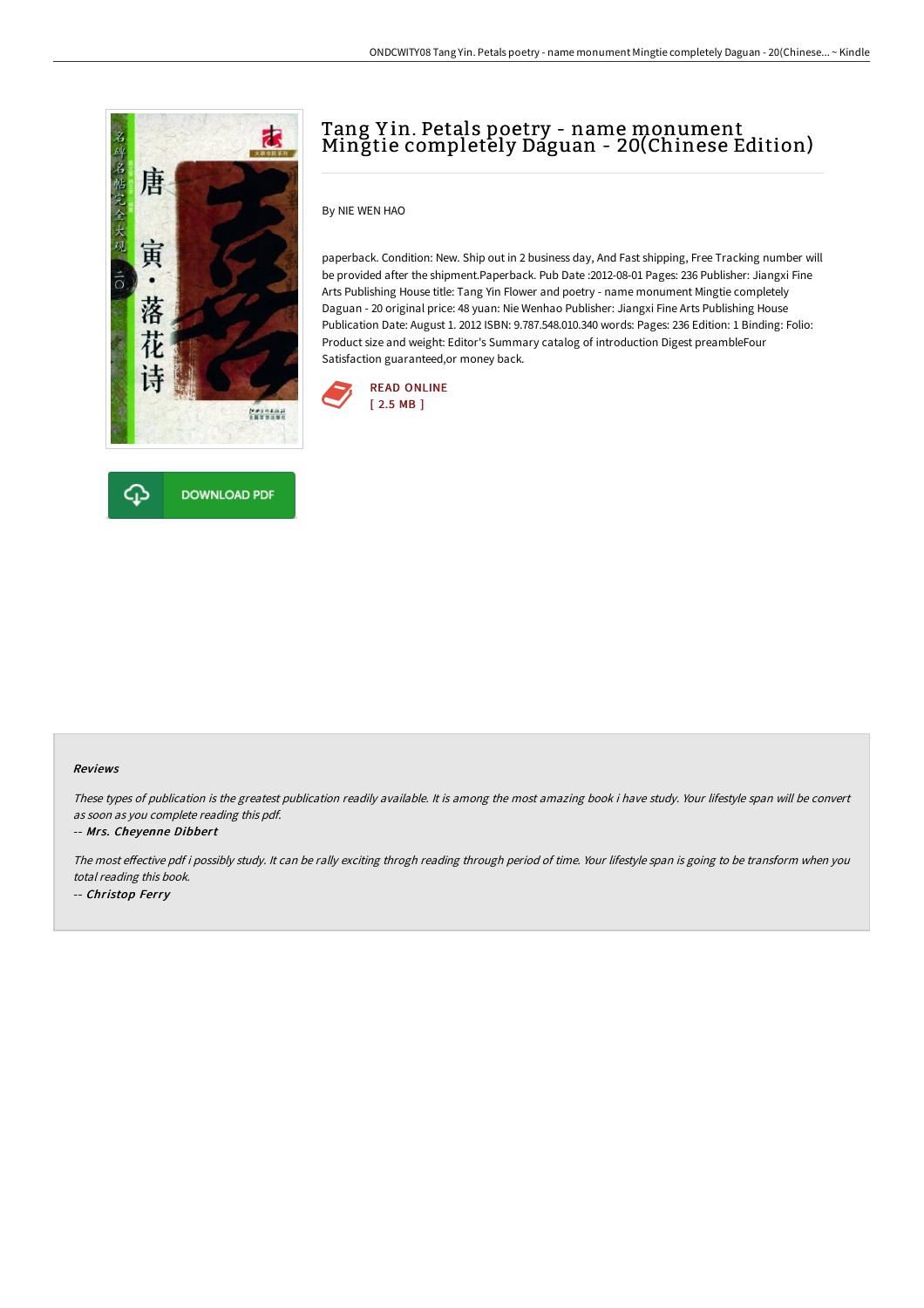# Tang Yin. Petals poetry - name monument Mingtie completely Daguan - 20(Chinese Edition)

By NIE WEN HAO

paperback. Condition: New. Ship out in 2 business day, And Fast shipping, Free Tracking number will be provided after the shipment.Paperback. Pub Date :2012-08-01 Pages: 236 Publisher: Jiangxi Fine Arts Publishing House title: Tang Yin Flower and poetry - name monument Mingtie completely Daguan - 20 original price: 48 yuan: Nie Wenhao Publisher: Jiangxi Fine Arts Publishing House Publication Date: August 1. 2012 ISBN: 9.787.548.010.340 words: Pages: 236 Edition: 1 Binding: Folio: Product size and weight: Editor's Summary catalog of introduction Digest preambleFour Satisfaction guaranteed,or money back.

READ ONLINE
[ 2.5 MB ]

DOWNLOAD PDF

#### Reviews

*These types of publication is the greatest publication readily available. It is among the most amazing book i have study. Your lifestyle span will be convert as soon as you complete reading this pdf.*

-- *Mrs. Cheyenne Dibbert*

*The most effective pdf i possibly study. It can be rally exciting throgh reading through period of time. Your lifestyle span is going to be transform when you total reading this book.*

-- *Christop Ferry*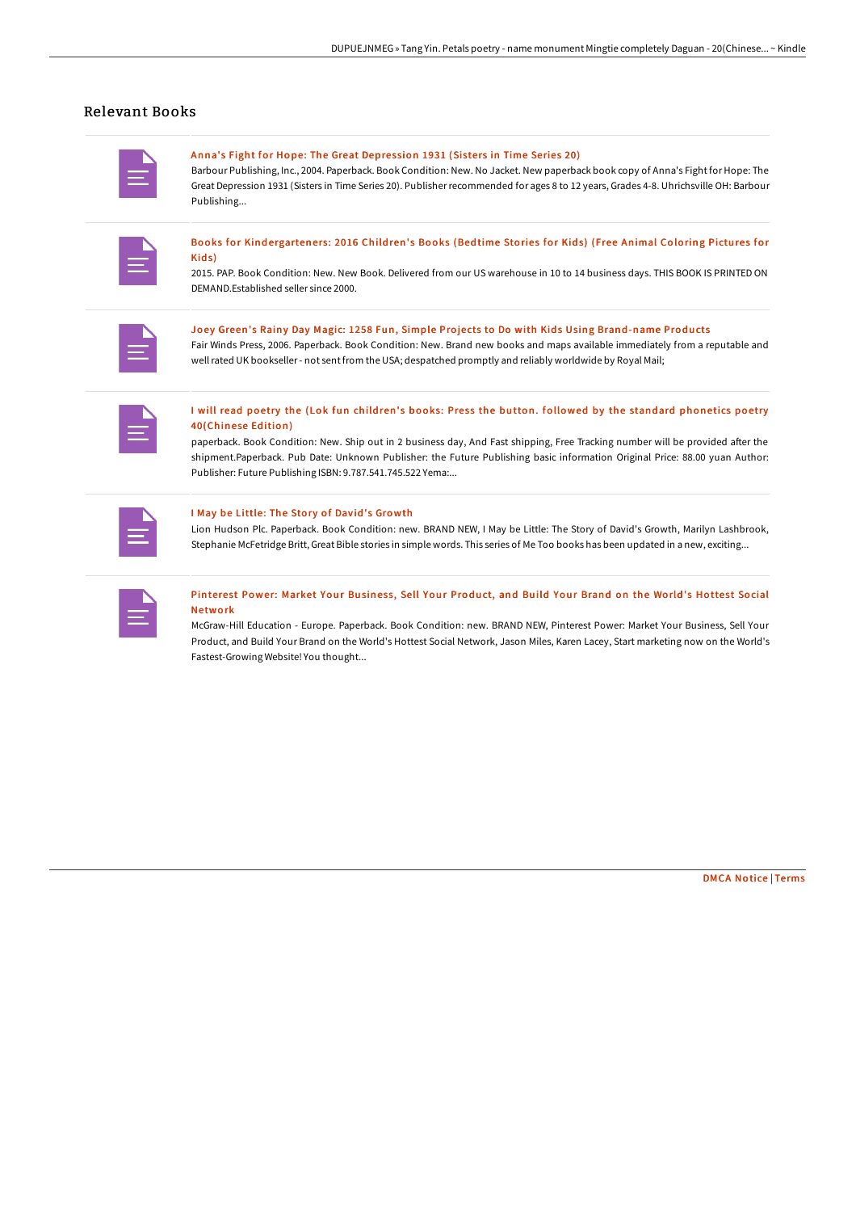## Relevant Books

### Anna's Fight for Hope: The Great Depression 1931 (Sisters in Time Series 20)

Barbour Publishing, Inc., 2004. Paperback. Book Condition: New. No Jacket. New paperback book copy of Anna's Fight for Hope: The Great Depression 1931 (Sisters in Time Series 20). Publisher recommended for ages 8 to 12 years, Grades 4-8. Uhrichsville OH: Barbour Publishing...

### Books for Kindergarteners: 2016 Children's Books (Bedtime Stories for Kids) (Free Animal Coloring Pictures for Kids)

2015. PAP. Book Condition: New. New Book. Delivered from our US warehouse in 10 to 14 business days. THIS BOOK IS PRINTED ON DEMAND.Established seller since 2000.

### Joey Green's Rainy Day Magic: 1258 Fun, Simple Projects to Do with Kids Using Brand-name Products

Fair Winds Press, 2006. Paperback. Book Condition: New. Brand new books and maps available immediately from a reputable and well rated UK bookseller - not sent from the USA; despatched promptly and reliably worldwide by Royal Mail;

### I will read poetry the (Lok fun children's books: Press the button. followed by the standard phonetics poetry 40(Chinese Edition)

paperback. Book Condition: New. Ship out in 2 business day, And Fast shipping, Free Tracking number will be provided after the shipment.Paperback. Pub Date: Unknown Publisher: the Future Publishing basic information Original Price: 88.00 yuan Author: Publisher: Future Publishing ISBN: 9.787.541.745.522 Yema:...

### I May be Little: The Story of David's Growth

Lion Hudson Plc. Paperback. Book Condition: new. BRAND NEW, I May be Little: The Story of David's Growth, Marilyn Lashbrook, Stephanie McFetridge Britt, Great Bible stories in simple words. This series of Me Too books has been updated in a new, exciting...

### Pinterest Power: Market Your Business, Sell Your Product, and Build Your Brand on the World's Hottest Social Network

McGraw-Hill Education - Europe. Paperback. Book Condition: new. BRAND NEW, Pinterest Power: Market Your Business, Sell Your Product, and Build Your Brand on the World's Hottest Social Network, Jason Miles, Karen Lacey, Start marketing now on the World's Fastest-Growing Website! You thought...

DMCA Notice | Terms